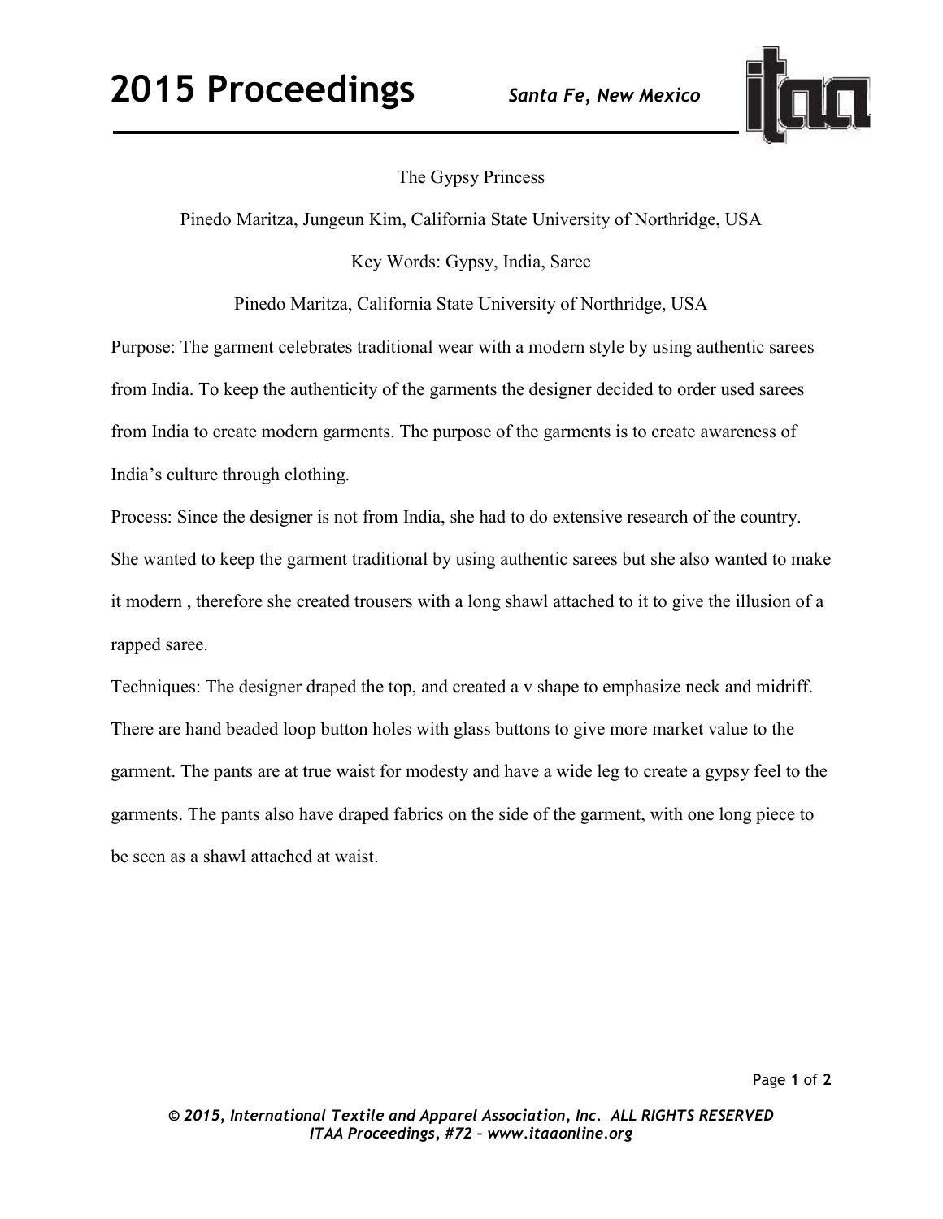# The Gypsy Princess

Pinedo Maritza, Jungeun Kim, California State University of Northridge, USA

Key Words: Gypsy, India, Saree

Pinedo Maritza, California State University of Northridge, USA

Purpose: The garment celebrates traditional wear with a modern style by using authentic sarees from India. To keep the authenticity of the garments the designer decided to order used sarees from India to create modern garments. The purpose of the garments is to create awareness of India's culture through clothing.

Process: Since the designer is not from India, she had to do extensive research of the country. She wanted to keep the garment traditional by using authentic sarees but she also wanted to make it modern , therefore she created trousers with a long shawl attached to it to give the illusion of a rapped saree.

Techniques: The designer draped the top, and created a v shape to emphasize neck and midriff. There are hand beaded loop button holes with glass buttons to give more market value to the garment. The pants are at true waist for modesty and have a wide leg to create a gypsy feel to the garments. The pants also have draped fabrics on the side of the garment, with one long piece to be seen as a shawl attached at waist.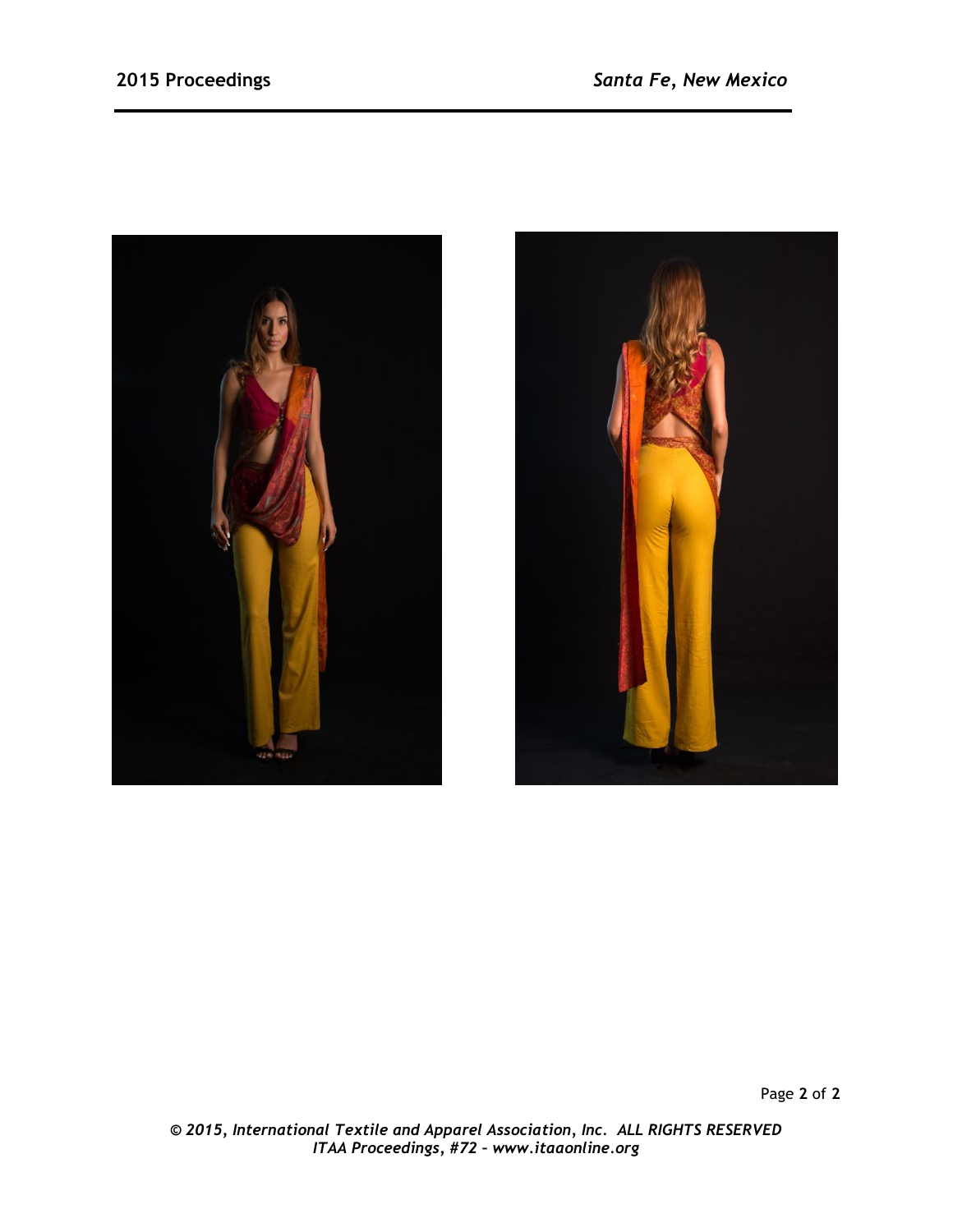© 2015, International Textile and Apparel Association, Inc. ALL RIGHTS RESERVED
ITAA Proceedings, #72 – www.itaaonline.org